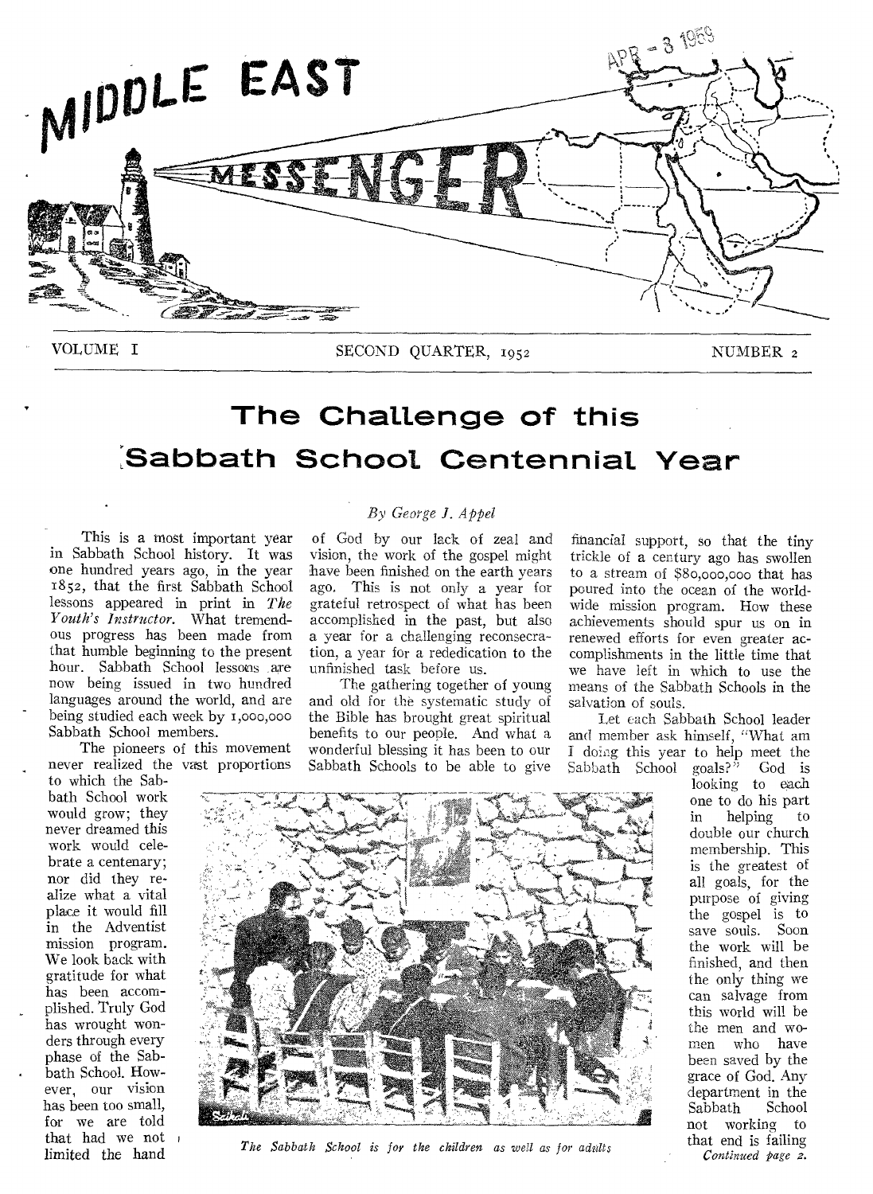# MIDDLE EAST MESSENGER

VOLUME I — SECOND QUARTER, 1952 — NUMBER 2

## The Challenge of this Sabbath School Centennial Year

*By George J. Appel*

This is a most important year in Sabbath School history. It was one hundred years ago, in the year 1852, that the first Sabbath School lessons appeared in print in *The Youth's Instructor*. What tremendous progress has been made from that humble beginning to the present hour. Sabbath School lessons are now being issued in two hundred languages around the world, and are being studied each week by 1,000,000 Sabbath School members.

The pioneers of this movement never realized the vast proportions to which the Sabbath School work would grow; they never dreamed this work would celebrate a centenary; nor did they realize what a vital place it would fill in the Adventist mission program. We look back with gratitude for what has been accomplished. Truly God has wrought wonders through every phase of the Sabbath School. However, our vision has been too small, for we are told that had we not limited the hand of God by our lack of zeal and vision, the work of the gospel might have been finished on the earth years ago. This is not only a year for grateful retrospect of what has been accomplished in the past, but also a year for a challenging reconsecration, a year for a rededication to the unfinished task before us.

The gathering together of young and old for the systematic study of the Bible has brought great spiritual benefits to our people. And what a wonderful blessing it has been to our Sabbath Schools to be able to give financial support, so that the tiny trickle of a century ago has swollen to a stream of $80,000,000 that has poured into the ocean of the world-wide mission program. How these achievements should spur us on in renewed efforts for even greater accomplishments in the little time that we have left in which to use the means of the Sabbath Schools in the salvation of souls.

Let each Sabbath School leader and member ask himself, "What am I doing this year to help meet the Sabbath School goals?" God is looking to each one to do his part in helping to double our church membership. This is the greatest of all goals, for the purpose of giving the gospel is to save souls. Soon the work will be finished, and then the only thing we can salvage from this world will be the men and women who have been saved by the grace of God. Any department in the Sabbath School not working to that end is failing

*Continued page 2.*

*The Sabbath School is for the children as well as for adults*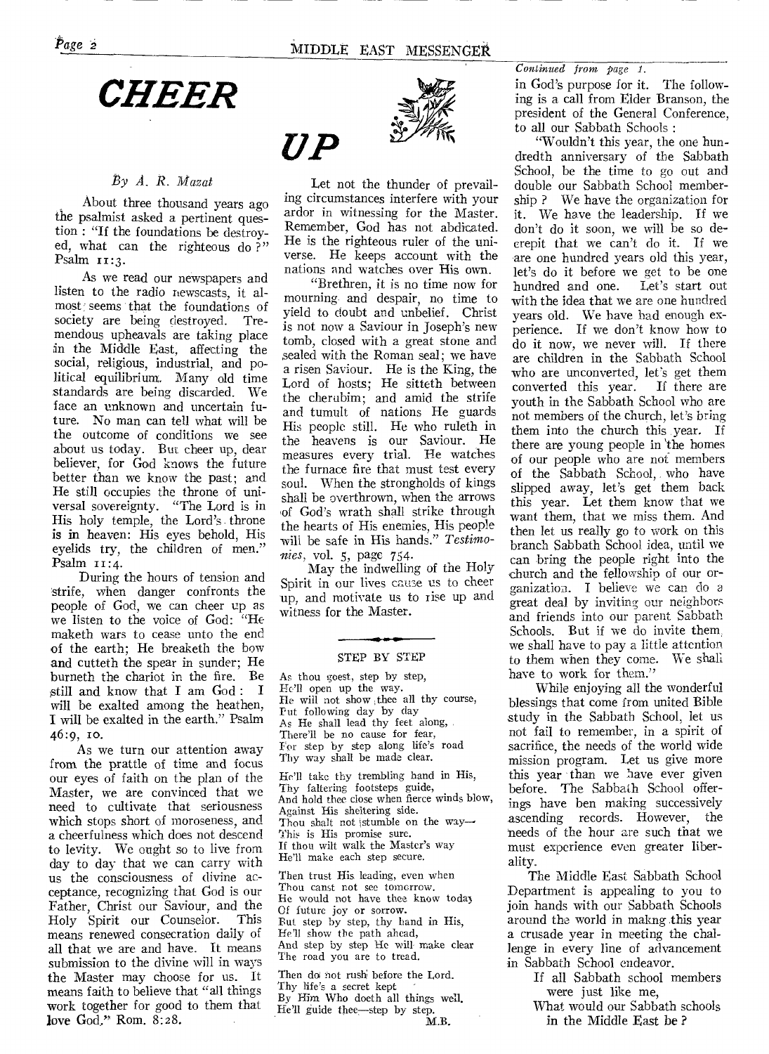# CHEER UP

*By A. R. Mazat*

About three thousand years ago the psalmist asked a pertinent question : "If the foundations be destroyed, what can the righteous do ?" Psalm 11:3.

As we read our newspapers and listen to the radio newscasts, it almost seems that the foundations of society are being destroyed. Tremendous upheavals are taking place in the Middle East, affecting the social, religious, industrial, and political equilibrium. Many old time standards are being discarded. We face an unknown and uncertain future. No man can tell what will be the outcome of conditions we see about us today. But cheer up, dear believer, for God knows the future better than we know the past; and He still occupies the throne of universal sovereignty. "The Lord is in His holy temple, the Lord's throne is in heaven: His eyes behold, His eyelids try, the children of men." Psalm 11:4.

During the hours of tension and strife, when danger confronts the people of God, we can cheer up as we listen to the voice of God: "He maketh wars to cease unto the end of the earth; He breaketh the bow and cutteth the spear in sunder; He burneth the chariot in the fire. Be still and know that I am God : I will be exalted among the heathen, I will be exalted in the earth." Psalm 46:9, 10.

As we turn our attention away from the prattle of time and focus our eyes of faith on the plan of the Master, we are convinced that we need to cultivate that seriousness which stops short of moroseness, and a cheerfulness which does not descend to levity. We ought so to live from day to day that we can carry with us the consciousness of divine acceptance, recognizing that God is our Father, Christ our Saviour, and the Holy Spirit our Counselor. This means renewed consecration daily of all that we are and have. It means submission to the divine will in ways the Master may choose for us. It means faith to believe that "all things work together for good to them that love God." Rom. 8:28.

Let not the thunder of prevailing circumstances interfere with your ardor in witnessing for the Master. Remember, God has not abdicated. He is the righteous ruler of the universe. He keeps account with the nations and watches over His own.

"Brethren, it is no time now for mourning and despair, no time to yield to doubt and unbelief. Christ is not now a Saviour in Joseph's new tomb, closed with a great stone and sealed with the Roman seal; we have a risen Saviour. He is the King, the Lord of hosts; He sitteth between the cherubim; and amid the strife and tumult of nations He guards His people still. He who ruleth in the heavens is our Saviour. He measures every trial. He watches the furnace fire that must test every soul. When the strongholds of kings shall be overthrown, when the arrows of God's wrath shall strike through the hearts of His enemies, His people will be safe in His hands." *Testimonies*, vol. 5, page 754.

May the indwelling of the Holy Spirit in our lives cause us to cheer up, and motivate us to rise up and witness for the Master.

### STEP BY STEP

As thou goest, step by step,
He'll open up the way.
He will not show thee all thy course,
But following day by day
As He shall lead thy feet along,
There'll be no cause for fear,
For step by step along life's road
Thy way shall be made clear.

He'll take thy trembling hand in His,
Thy faltering footsteps guide,
And hold thee close when fierce winds blow,
Against His sheltering side.
Thou shalt not stumble on the way—
This is His promise sure.
If thou wilt walk the Master's way
He'll make each step secure.

Then trust His leading, even when
Thou canst not see tomorrow.
He would not have thee know today
Of future joy or sorrow.
But step by step, thy hand in His,
He'll show the path ahead,
And step by step He will make clear
The road you are to tread.

Then do not rush before the Lord.
Thy life's a secret kept
By Him Who doeth all things well.
He'll guide thee—step by step.

M.B.

---

*Continued from page 1.*

in God's purpose for it. The following is a call from Elder Branson, the president of the General Conference, to all our Sabbath Schools :

"Wouldn't this year, the one hundredth anniversary of the Sabbath School, be the time to go out and double our Sabbath School membership ? We have the organization for it. We have the leadership. If we don't do it soon, we will be so decrepit that we can't do it. If we are one hundred years old this year, let's do it before we get to be one hundred and one. Let's start out with the idea that we are one hundred years old. We have had enough experience. If we don't know how to do it now, we never will. If there are children in the Sabbath School who are unconverted, let's get them converted this year. If there are youth in the Sabbath School who are not members of the church, let's bring them into the church this year. If there are young people in the homes of our people who are not members of the Sabbath School, who have slipped away, let's get them back this year. Let them know that we want them, that we miss them. And then let us really go to work on this branch Sabbath School idea, until we can bring the people right into the church and the fellowship of our organization. I believe we can do a great deal by inviting our neighbors and friends into our parent Sabbath Schools. But if we do invite them, we shall have to pay a little attention to them when they come. We shall have to work for them."

While enjoying all the wonderful blessings that come from united Bible study in the Sabbath School, let us not fail to remember, in a spirit of sacrifice, the needs of the world wide mission program. Let us give more this year than we have ever given before. The Sabbath School offerings have ben making successively ascending records. However, the needs of the hour are such that we must experience even greater liberality.

The Middle East Sabbath School Department is appealing to you to join hands with our Sabbath Schools around the world in makng this year a crusade year in meeting the challenge in every line of advancement in Sabbath School endeavor.

If all Sabbath school members
were just like me,
What would our Sabbath schools
in the Middle East be ?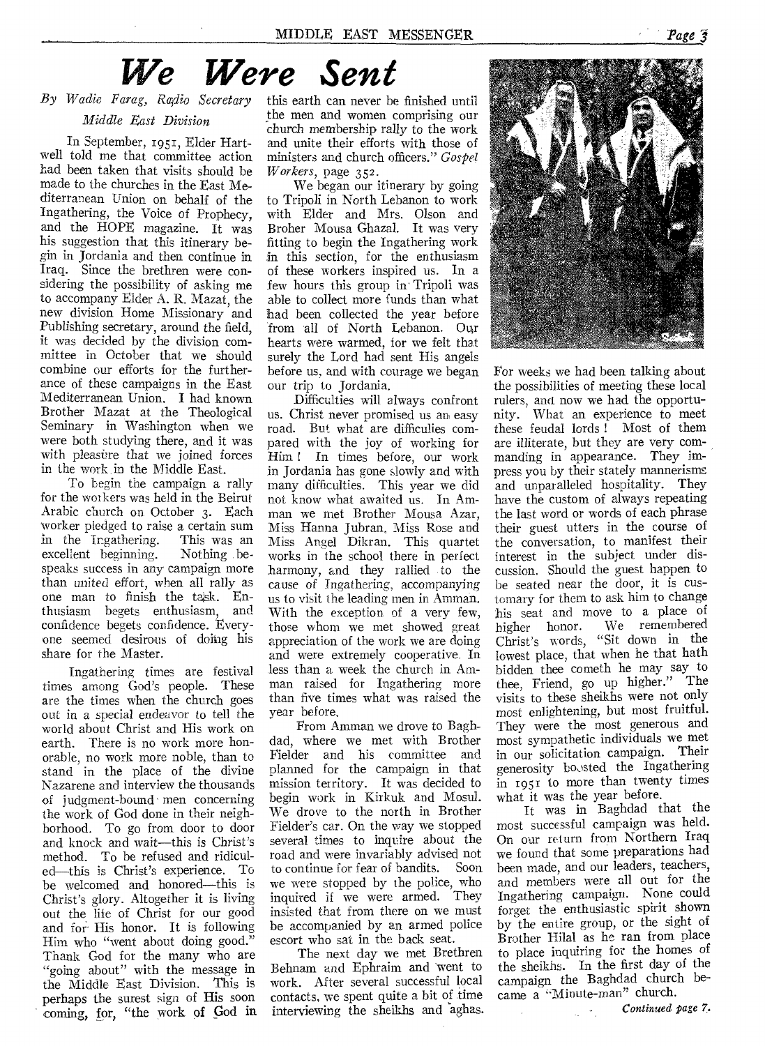# We Were Sent

*By Wadie Farag, Radio Secretary Middle East Division*

In September, 1951, Elder Hartwell told me that committee action had been taken that visits should be made to the churches in the East Mediterranean Union on behalf of the Ingathering, the Voice of Prophecy, and the HOPE magazine. It was his suggestion that this itinerary begin in Jordania and then continue in Iraq. Since the brethren were considering the possibility of asking me to accompany Elder A. R. Mazat, the new division Home Missionary and Publishing secretary, around the field, it was decided by the division committee in October that we should combine our efforts for the furtherance of these campaigns in the East Mediterranean Union. I had known Brother Mazat at the Theological Seminary in Washington when we were both studying there, and it was with pleasure that we joined forces in the work in the Middle East.

To begin the campaign a rally for the workers was held in the Beirut Arabic church on October 3. Each worker pledged to raise a certain sum in the Ingathering. This was an excellent beginning. Nothing bespeaks success in any campaign more than united effort, when all rally as one man to finish the task. Enthusiasm begets enthusiasm, and confidence begets confidence. Everyone seemed desirous of doing his share for the Master.

Ingathering times are festival times among God's people. These are the times when the church goes out in a special endeavor to tell the world about Christ and His work on earth. There is no work more honorable, no work more noble, than to stand in the place of the divine Nazarene and interview the thousands of judgment-bound men concerning the work of God done in their neighborhood. To go from door to door and knock and wait—this is Christ's method. To be refused and ridiculed—this is Christ's experience. To be welcomed and honored—this is Christ's glory. Altogether it is living out the life of Christ for our good and for His honor. It is following Him who "went about doing good." Thank God for the many who are "going about" with the message in the Middle East Division. This is perhaps the surest sign of His soon coming, for, "the work of God in this earth can never be finished until the men and women comprising our church membership rally to the work and unite their efforts with those of ministers and church officers." *Gospel Workers*, page 352.

We began our itinerary by going to Tripoli in North Lebanon to work with Elder and Mrs. Olson and Broher Mousa Ghazal. It was very fitting to begin the Ingathering work in this section, for the enthusiasm of these workers inspired us. In a few hours this group in Tripoli was able to collect more funds than what had been collected the year before from all of North Lebanon. Our hearts were warmed, for we felt that surely the Lord had sent His angels before us, and with courage we began our trip to Jordania.

Difficulties will always confront us. Christ never promised us an easy road. But what are difficulties compared with the joy of working for Him! In times before, our work in Jordania has gone slowly and with many difficulties. This year we did not know what awaited us. In Amman we met Brother Mousa Azar, Miss Hanna Jubran, Miss Rose and Miss Angel Dikran. This quartet works in the school there in perfect harmony, and they rallied to the cause of Ingathering, accompanying us to visit the leading men in Amman. With the exception of a very few, those whom we met showed great appreciation of the work we are doing and were extremely cooperative. In less than a week the church in Amman raised for Ingathering more than five times what was raised the year before.

From Amman we drove to Baghdad, where we met with Brother Fielder and his committee and planned for the campaign in that mission territory. It was decided to begin work in Kirkuk and Mosul. We drove to the north in Brother Fielder's car. On the way we stopped several times to inquire about the road and were invariably advised not to continue for fear of bandits. Soon we were stopped by the police, who inquired if we were armed. They insisted that from there on we must be accompanied by an armed police escort who sat in the back seat.

The next day we met Brethren Behnam and Ephraim and went to work. After several successful local contacts, we spent quite a bit of time interviewing the sheikhs and aghas. For weeks we had been talking about the possibilities of meeting these local rulers, and now we had the opportunity. What an experience to meet these feudal lords! Most of them are illiterate, but they are very commanding in appearance. They impress you by their stately mannerisms and unparalleled hospitality. They have the custom of always repeating the last word or words of each phrase their guest utters in the course of the conversation, to manifest their interest in the subject under discussion. Should the guest happen to be seated near the door, it is customary for them to ask him to change his seat and move to a place of higher honor. We remembered Christ's words, "Sit down in the lowest place, that when he that hath bidden thee cometh he may say to thee, Friend, go up higher." The visits to these sheikhs were not only most enlightening, but most fruitful. They were the most generous and most sympathetic individuals we met in our solicitation campaign. Their generosity boosted the Ingathering in 1951 to more than twenty times what it was the year before.

It was in Baghdad that the most successful campaign was held. On our return from Northern Iraq we found that some preparations had been made, and our leaders, teachers, and members were all out for the Ingathering campaign. None could forget the enthusiastic spirit shown by the entire group, or the sight of Brother Hilal as he ran from place to place inquiring for the homes of the sheikhs. In the first day of the campaign the Baghdad church became a "Minute-man" church.

*Continued page 7.*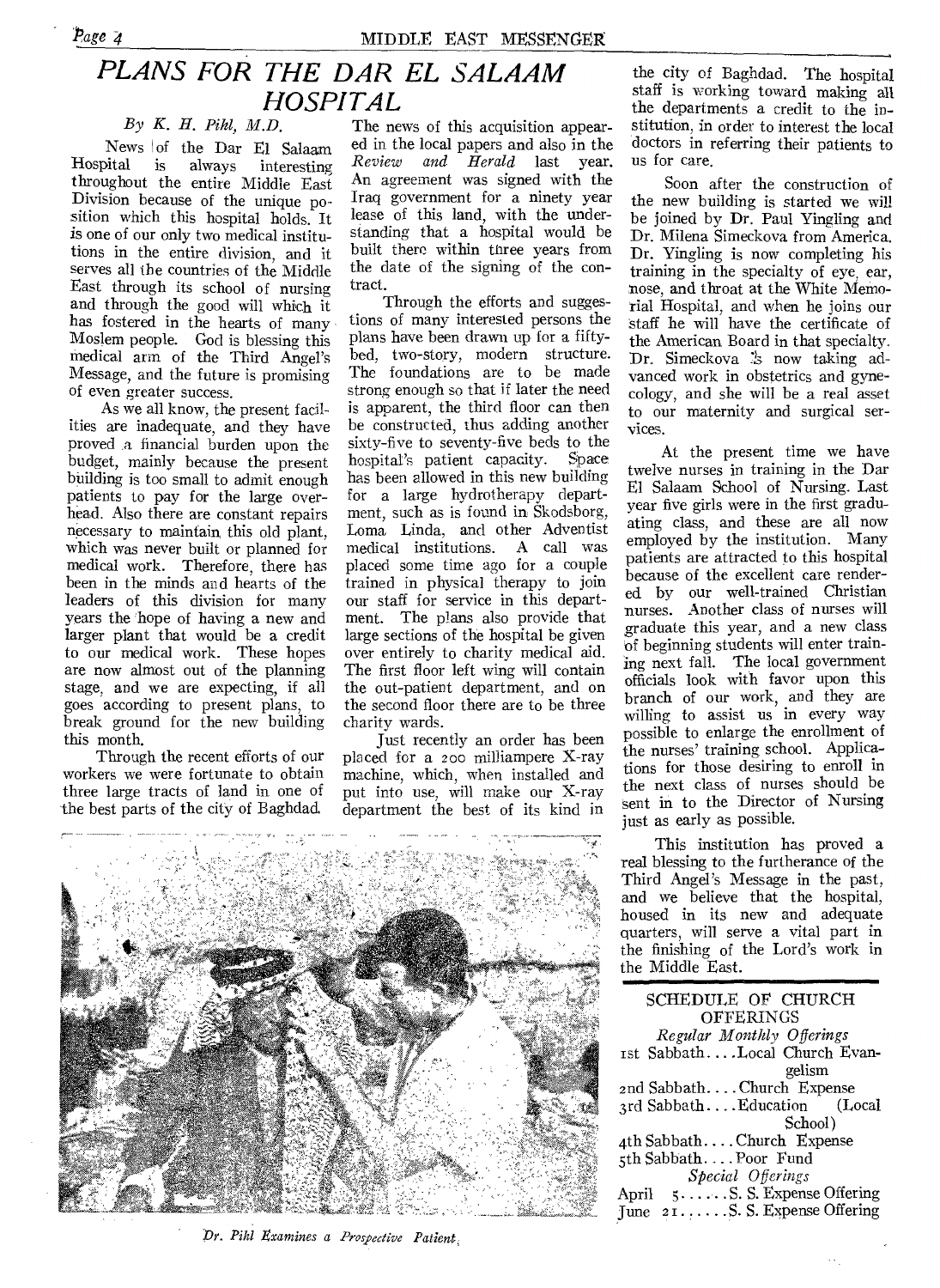# PLANS FOR THE DAR EL SALAAM HOSPITAL

*By K. H. Pihl, M.D.*

News of the Dar El Salaam Hospital is always interesting throughout the entire Middle East Division because of the unique position which this hospital holds. It is one of our only two medical institutions in the entire division, and it serves all the countries of the Middle East through its school of nursing and through the good will which it has fostered in the hearts of many Moslem people. God is blessing this medical arm of the Third Angel's Message, and the future is promising of even greater success.

As we all know, the present facilities are inadequate, and they have proved a financial burden upon the budget, mainly because the present building is too small to admit enough patients to pay for the large overhead. Also there are constant repairs necessary to maintain this old plant, which was never built or planned for medical work. Therefore, there has been in the minds and hearts of the leaders of this division for many years the hope of having a new and larger plant that would be a credit to our medical work. These hopes are now almost out of the planning stage, and we are expecting, if all goes according to present plans, to break ground for the new building this month.

Through the recent efforts of our workers we were fortunate to obtain three large tracts of land in one of the best parts of the city of Baghdad. The news of this acquisition appeared in the local papers and also in the *Review and Herald* last year. An agreement was signed with the Iraq government for a ninety year lease of this land, with the understanding that a hospital would be built there within three years from the date of the signing of the contract.

Through the efforts and suggestions of many interested persons the plans have been drawn up for a fifty-bed, two-story, modern structure. The foundations are to be made strong enough so that if later the need is apparent, the third floor can then be constructed, thus adding another sixty-five to seventy-five beds to the hospital's patient capacity. Space has been allowed in this new building for a large hydrotherapy department, such as is found in Skodsborg, Loma Linda, and other Adventist medical institutions. A call was placed some time ago for a couple trained in physical therapy to join our staff for service in this department. The plans also provide that large sections of the hospital be given over entirely to charity medical aid. The first floor left wing will contain the out-patient department, and on the second floor there are to be three charity wards.

Just recently an order has been placed for a 200 milliampere X-ray machine, which, when installed and put into use, will make our X-ray department the best of its kind in the city of Baghdad. The hospital staff is working toward making all the departments a credit to the institution, in order to interest the local doctors in referring their patients to us for care.

Soon after the construction of the new building is started we will be joined by Dr. Paul Yingling and Dr. Milena Simeckova from America. Dr. Yingling is now completing his training in the specialty of eye, ear, nose, and throat at the White Memorial Hospital, and when he joins our staff he will have the certificate of the American Board in that specialty. Dr. Simeckova is now taking advanced work in obstetrics and gynecology, and she will be a real asset to our maternity and surgical services.

At the present time we have twelve nurses in training in the Dar El Salaam School of Nursing. Last year five girls were in the first graduating class, and these are all now employed by the institution. Many patients are attracted to this hospital because of the excellent care rendered by our well-trained Christian nurses. Another class of nurses will graduate this year, and a new class of beginning students will enter training next fall. The local government officials look with favor upon this branch of our work, and they are willing to assist us in every way possible to enlarge the enrollment of the nurses' training school. Applications for those desiring to enroll in the next class of nurses should be sent in to the Director of Nursing just as early as possible.

This institution has proved a real blessing to the furtherance of the Third Angel's Message in the past, and we believe that the hospital, housed in its new and adequate quarters, will serve a vital part in the finishing of the Lord's work in the Middle East.

*Dr. Pihl Examines a Prospective Patient*

---

## SCHEDULE OF CHURCH OFFERINGS

*Regular Monthly Offerings*

1st Sabbath.... Local Church Evangelism
2nd Sabbath.... Church Expense
3rd Sabbath.... Education (Local School)
4th Sabbath.... Church Expense
5th Sabbath.... Poor Fund

*Special Offerings*

April 5...... S. S. Expense Offering
June 21...... S. S. Expense Offering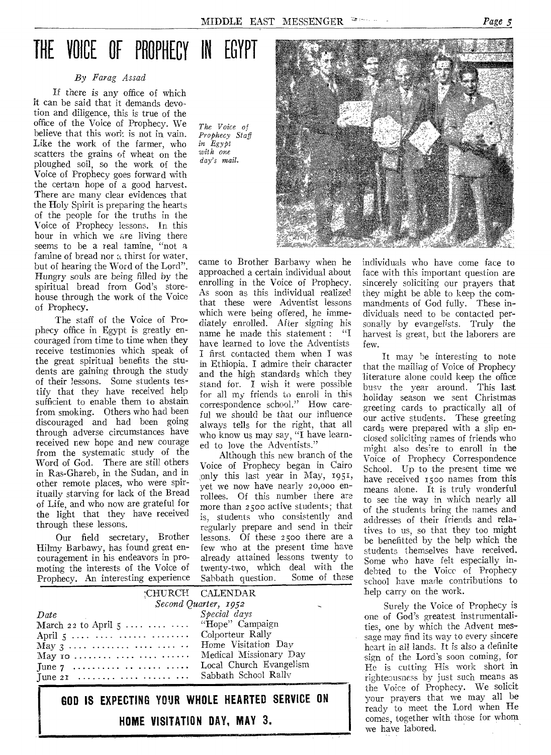# THE VOICE OF PROPHECY IN EGYPT

*By Farag Assad*

If there is any office of which it can be said that it demands devotion and diligence, this is true of the office of the Voice of Prophecy. We believe that this work is not in vain. Like the work of the farmer, who scatters the grains of wheat on the ploughed soil, so the work of the Voice of Prophecy goes forward with the certain hope of a good harvest. There are many clear evidences that the Holy Spirit is preparing the hearts of the people for the truths in the Voice of Prophecy lessons. In this hour in which we are living there seems to be a real famine, "not a famine of bread nor a thirst for water, but of hearing the Word of the Lord". Hungry souls are being filled by the spiritual bread from God's storehouse through the work of the Voice of Prophecy.

The staff of the Voice of Prophecy office in Egypt is greatly encouraged from time to time when they receive testimonies which speak of the great spiritual benefits the students are gaining through the study of their lessons. Some students testify that they have received help sufficient to enable them to abstain from smoking. Others who had been discouraged and had been going through adverse circumstances have received new hope and new courage from the systematic study of the Word of God. There are still others in Ras-Ghareb, in the Sudan, and in other remote places, who were spiritually starving for lack of the Bread of Life, and who now are grateful for the light that they have received through these lessons.

Our field secretary, Brother Hilmy Barbawy, has found great encouragement in his endeavors in promoting the interests of the Voice of Prophecy. An interesting experience came to Brother Barbawy when he approached a certain individual about enrolling in the Voice of Prophecy. As soon as this individual realized that these were Adventist lessons which were being offered, he immediately enrolled. After signing his name he made this statement: "I have learned to love the Adventists I first contacted them when I was in Ethiopia. I admire their character and the high standards which they stand for. I wish it were possible for all my friends to enroll in this correspondence school." How careful we should be that our influence always tells for the right, that all who know us may say, "I have learned to love the Adventists."

*The Voice of Prophecy Staff in Egypt with one day's mail.*

Although this new branch of the Voice of Prophecy began in Cairo only this last year in May, 1951, yet we now have nearly 20,000 enrollees. Of this number there are more than 2500 active students; that is, students who consistently and regularly prepare and send in their lessons. Of these 2500 there are a few who at the present time have already attained lessons twenty to twenty-two, which deal with the Sabbath question. Some of these individuals who have come face to face with this important question are sincerely soliciting our prayers that they might be able to keep the commandments of God fully. These individuals need to be contacted personally by evangelists. Truly the harvest is great, but the laborers are few.

It may be interesting to note that the mailing of Voice of Prophecy literature alone could keep the office busy the year around. This last holiday season we sent Christmas greeting cards to practically all of our active students. These greeting cards were prepared with a slip enclosed soliciting names of friends who might also desire to enroll in the Voice of Prophecy Correspondence School. Up to the present time we have received 1500 names from this means alone. It is truly wonderful to see the way in which nearly all of the students bring the names and addresses of their friends and relatives to us, so that they too might be benefitted by the help which the students themselves have received. Some who have felt especially indebted to the Voice of Prophecy school have made contributions to help carry on the work.

Surely the Voice of Prophecy is one of God's greatest instrumentalities, one by which the Advent message may find its way to every sincere heart in all lands. It is also a definite sign of the Lord's soon coming, for He is cutting His work short in righteousness by just such means as the Voice of Prophecy. We solicit your prayers that we may all be ready to meet the Lord when He comes, together with those for whom we have labored.

## CHURCH CALENDAR

*Second Quarter, 1952*

| *Date* | *Special days* |
|---|---|
| March 22 to April 5 | "Hope" Campaign |
| April 5 | Colporteur Rally |
| May 3 | Home Visitation Day |
| May 10 | Medical Missionary Day |
| June 7 | Local Church Evangelism |
| June 21 | Sabbath School Rally |

**GOD IS EXPECTING YOUR WHOLE HEARTED SERVICE ON HOME VISITATION DAY, MAY 3.**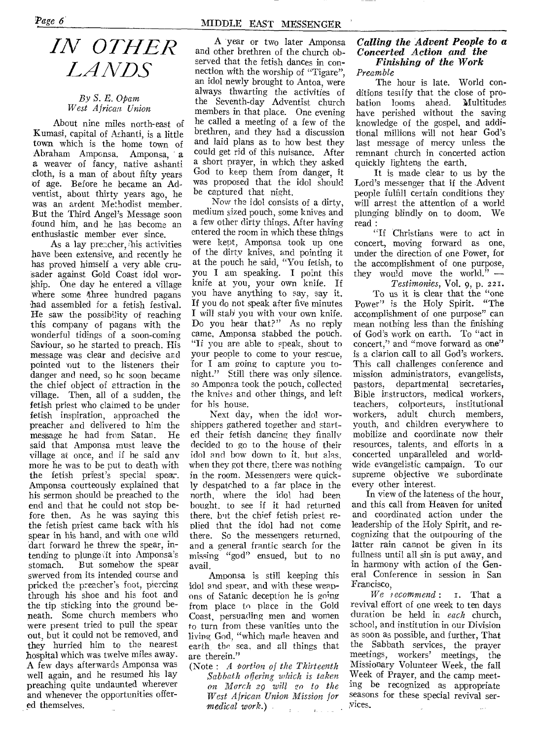# IN OTHER LANDS

*By S. E. Opam*
*West African Union*

About nine miles north-east of Kumasi, capital of Ashanti, is a little town which is the home town of Abraham Amponsa. Amponsa, a weaver of fancy, native ashanti cloth, is a man of about fifty years of age. Before he became an Adventist, about thirty years ago, he was an ardent Methodist member. But the Third Angel's Message soon found him, and he has become an enthusiastic member ever since.

As a lay preacher, his activities have been extensive, and recently he has proved himself a very able crusader against Gold Coast idol worship. One day he entered a village where some three hundred pagans had assembled for a fetish festival. He saw the possibility of reaching this company of pagans with the wonderful tidings of a soon-coming Saviour, so he started to preach. His message was clear and decisive and pointed out to the listeners their danger and need, so he soon became the chief object of attraction in the village. Then, all of a sudden, the fetish priest who claimed to be under fetish inspiration, approached the preacher and delivered to him the message he had from Satan. He said that Amponsa must leave the village at once, and if he said any more he was to be put to death with the fetish priest's special spear. Amponsa courteously explained that his sermon should be preached to the end and that he could not stop before then. As he was saying this the fetish priest came back with his spear in his hand, and with one wild dart forward he threw the spear, intending to plunge it into Amponsa's stomach. But somehow the spear swerved from its intended course and pricked the preacher's foot, piercing through his shoe and his foot and the tip sticking into the ground beneath. Some church members who were present tried to pull the spear out, but it could not be removed, and they hurried him to the nearest hospital which was twelve miles away. A few days afterwards Amponsa was well again, and he resumed his lay preaching quite undaunted wherever and whenever the opportunities offered themselves.

A year or two later Amponsa and other brethren of the church observed that the fetish dances in connection with the worship of "Tigare", an idol newly brought to Antoa, were always thwarting the activities of the Seventh-day Adventist church members in that place. One evening he called a meeting of a few of the brethren, and they had a discussion and laid plans as to how best they could get rid of this nuisance. After a short prayer, in which they asked God to keep them from danger, it was proposed that the idol should be captured that night.

Now the idol consists of a dirty, medium sized pouch, some knives and a few other dirty things. After having entered the room in which these things were kept, Amponsa took up one of the dirty knives, and pointing it at the pouch he said, "You fetish, to you I am speaking. I point this knife at you, your own knife. If you have anything to say, say it. If you do not speak after five minutes I will stab you with your own knife. Do you hear that?" As no reply came, Amponsa stabbed the pouch. "If you are able to speak, shout to your people to come to your rescue, for I am going to capture you tonight." Still there was only silence, so Amponsa took the pouch, collected the knives and other things, and left for his house.

Next day, when the idol worshippers gathered together and started their fetish dancing they finally decided to go to the house of their idol and bow down to it, but alas, when they got there, there was nothing in the room. Messengers were quickly despatched to a far place in the north, where the idol had been bought, to see if it had returned there, but the chief fetish priest replied that the idol had not come there. So the messengers returned, and a general frantic search for the missing "god" ensued, but to no avail.

Amponsa is still keeping this idol and spear, and with these weapons of Satanic deception he is going from place to place in the Gold Coast, persuading men and women to turn from these vanities unto the living God, "which made heaven and earth, the sea, and all things that are therein."

(Note: *A portion of the Thirteenth Sabbath offering which is taken on March 29 will go to the West African Union Mission for medical work.*)

### *Calling the Advent People to a Concerted Action and the Finishing of the Work*

*Preamble*

The hour is late. World conditions testify that the close of probation looms ahead. Multitudes have perished without the saving knowledge of the gospel, and additional millions will not hear God's last message of mercy unless the remnant church in concerted action quickly lightens the earth.

It is made clear to us by the Lord's messenger that if the Advent people fulfill certain conditions they will arrest the attention of a world plunging blindly on to doom. We read:

"If Christians were to act in concert, moving forward as one, under the direction of one Power, for the accomplishment of one purpose, they would move the world." — *Testimonies*, Vol. 9, p. 221.

To us it is clear that the "one Power" is the Holy Spirit. "The accomplishment of one purpose" can mean nothing less than the finishing of God's work on earth. To "act in concert," and "move forward as one" is a clarion call to all God's workers. This call challenges conference and mission administrators, evangelists, pastors, departmental secretaries, Bible instructors, medical workers, teachers, colporteurs, institutional workers, adult church members, youth, and children everywhere to mobilize and coordinate now their resources, talents, and efforts in a concerted unparalleled and worldwide evangelistic campaign. To our supreme objective we subordinate every other interest.

In view of the lateness of the hour, and this call from Heaven for united and coordinated action under the leadership of the Holy Spirit, and recognizing that the outpouring of the latter rain cannot be given in its fullness until all sin is put away, and in harmony with action of the General Conference in session in San Francisco,

*We recommend*: 1. That a revival effort of one week to ten days duration be held in *each* church, school, and institution in our Division as soon as possible, and further, That the Sabbath services, the prayer meetings, workers' meetings, the Missionary Volunteer Week, the fall Week of Prayer, and the camp meeting be recognized as appropriate seasons for these special revival services.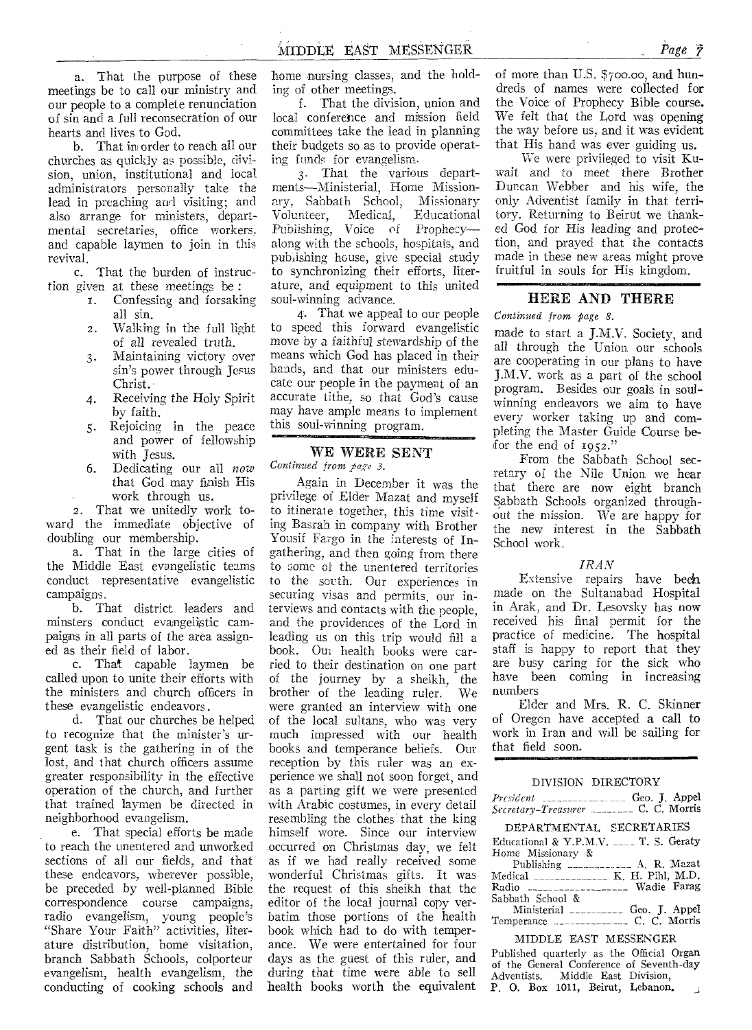a. That the purpose of these meetings be to call our ministry and our people to a complete renunciation of sin and a full reconsecration of our hearts and lives to God.

b. That in order to reach all our churches as quickly as possible, division, union, institutional and local administrators personally take the lead in preaching and visiting; and also arrange for ministers, departmental secretaries, office workers, and capable laymen to join in this revival.

c. That the burden of instruction given at these meetings be :

1. Confessing and forsaking all sin.
2. Walking in the full light of all revealed truth.
3. Maintaining victory over sin's power through Jesus Christ.
4. Receiving the Holy Spirit by faith.
5. Rejoicing in the peace and power of fellowship with Jesus.
6. Dedicating our all *now* that God may finish His work through us.

2. That we unitedly work toward the immediate objective of doubling our membership.

a. That in the large cities of the Middle East evangelistic teams conduct representative evangelistic campaigns.

b. That district leaders and minsters conduct evangelistic campaigns in all parts of the area assigned as their field of labor.

c. That capable laymen be called upon to unite their efforts with the ministers and church officers in these evangelistic endeavors.

d. That our churches be helped to recognize that the minister's urgent task is the gathering in of the lost, and that church officers assume greater responsibility in the effective operation of the church, and further that trained laymen be directed in neighborhood evangelism.

e. That special efforts be made to reach the unentered and unworked sections of all our fields, and that these endeavors, wherever possible, be preceded by well-planned Bible correspondence course campaigns, radio evangelism, young people's "Share Your Faith" activities, literature distribution, home visitation, branch Sabbath Schools, colporteur evangelism, health evangelism, the conducting of cooking schools and home nursing classes, and the holding of other meetings.

f. That the division, union and local conference and mission field committees take the lead in planning their budgets so as to provide operating funds for evangelism.

3. That the various departments—Ministerial, Home Missionary, Sabbath School, Missionary Volunteer, Medical, Educational Publishing, Voice of Prophecy—along with the schools, hospitals, and publishing house, give special study to synchronizing their efforts, literature, and equipment to this united soul-winning advance.

4. That we appeal to our people to speed this forward evangelistic move by a faithful stewardship of the means which God has placed in their hands, and that our ministers educate our people in the payment of an accurate tithe, so that God's cause may have ample means to implement this soul-winning program.

## WE WERE SENT

*Continued from page 3.*

Again in December it was the privilege of Elder Mazat and myself to itinerate together, this time visiting Basrah in company with Brother Yousif Fargo in the interests of Ingathering, and then going from there to some of the unentered territories to the south. Our experiences in securing visas and permits, our interviews and contacts with the people, and the providences of the Lord in leading us on this trip would fill a book. Our health books were carried to their destination on one part of the journey by a sheikh, the brother of the leading ruler. We were granted an interview with one of the local sultans, who was very much impressed with our health books and temperance beliefs. Our reception by this ruler was an experience we shall not soon forget, and as a parting gift we were presented with Arabic costumes, in every detail resembling the clothes that the king himself wore. Since our interview occurred on Christmas day, we felt as if we had really received some wonderful Christmas gifts. It was the request of this sheikh that the editor of the local journal copy verbatim those portions of the health book which had to do with temperance. We were entertained for four days as the guest of this ruler, and during that time were able to sell health books worth the equivalent of more than U.S. $700.00, and hundreds of names were collected for the Voice of Prophecy Bible course. We felt that the Lord was opening the way before us, and it was evident that His hand was ever guiding us.

We were privileged to visit Kuwait and to meet there Brother Duncan Webber and his wife, the only Adventist family in that territory. Returning to Beirut we thanked God for His leading and protection, and prayed that the contacts made in these new areas might prove fruitful in souls for His kingdom.

## HERE AND THERE

*Continued from page 8.*

made to start a J.M.V. Society, and all through the Union our schools are cooperating in our plans to have J.M.V. work as a part of the school program. Besides our goals in soul-winning endeavors we aim to have every worker taking up and completing the Master Guide Course befor the end of 1952."

From the Sabbath School secretary of the Nile Union we hear that there are now eight branch Sabbath Schools organized throughout the mission. We are happy for the new interest in the Sabbath School work.

### *IRAN*

Extensive repairs have been made on the Sultanabad Hospital in Arak, and Dr. Lesovsky has now received his final permit for the practice of medicine. The hospital staff is happy to report that they are busy caring for the sick who have been coming in increasing numbers

Elder and Mrs. R. C. Skinner of Oregon have accepted a call to work in Iran and will be sailing for that field soon.

### DIVISION DIRECTORY

*President* ---------------- Geo. J. Appel
*Secretary-Treasurer* -------- C. C. Morris

DEPARTMENTAL SECRETARIES

Educational & Y.P.M.V. ---- T. S. Geraty
Home Missionary &
Publishing ------------ A. R. Mazat
Medical -------------- K. H. Pihl, M.D.
Radio ------------------- Wadie Farag
Sabbath School &
Ministerial ----------- Geo. J. Appel
Temperance -------------- C. C. Morris

### MIDDLE EAST MESSENGER

Published quarterly as the Official Organ of the General Conference of Seventh-day Adventists. Middle East Division,
P. O. Box 1011, Beirut, Lebanon.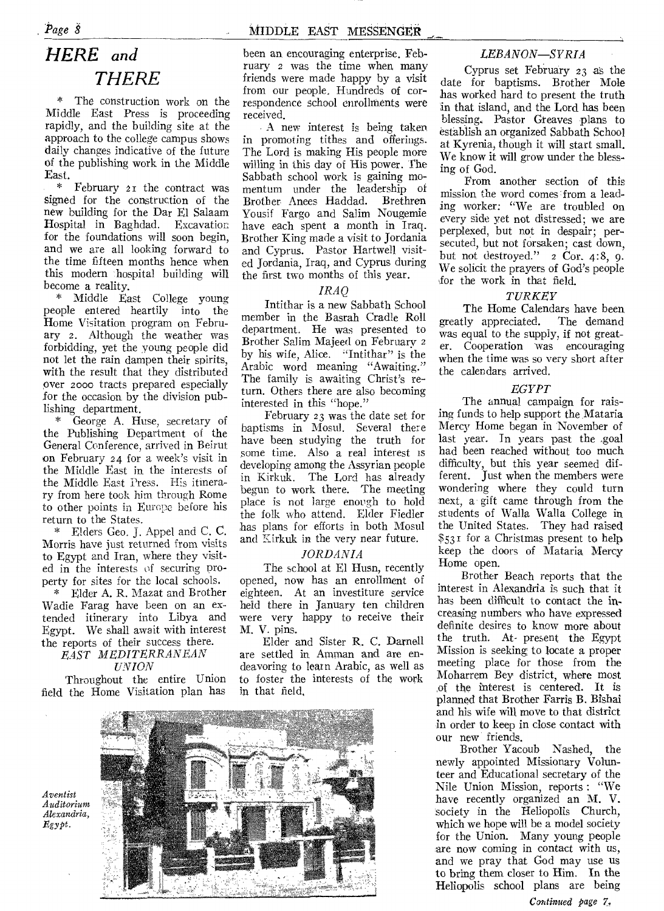# HERE and THERE

\* The construction work on the Middle East Press is proceeding rapidly, and the building site at the approach to the college campus shows daily changes indicative of the future of the publishing work in the Middle East.

\* February 21 the contract was signed for the construction of the new building for the Dar El Salaam Hospital in Baghdad. Excavation for the foundations will soon begin, and we are all looking forward to the time fifteen months hence when this modern hospital building will become a reality.

\* Middle East College young people entered heartily into the Home Visitation program on February 2. Although the weather was forbidding, yet the young people did not let the rain dampen their spirits, with the result that they distributed over 2000 tracts prepared especially for the occasion by the division publishing department.

\* George A. Huse, secretary of the Publishing Department of the General Conference, arrived in Beirut on February 24 for a week's visit in the Middle East in the interests of the Middle East Press. His itinerary from here took him through Rome to other points in Europe before his return to the States.

\* Elders Geo. J. Appel and C. C. Morris have just returned from visits to Egypt and Iran, where they visited in the interests of securing property for sites for the local schools.

\* Elder A. R. Mazat and Brother Wadie Farag have been on an extended itinerary into Libya and Egypt. We shall await with interest the reports of their success there.

### *EAST MEDITERRANEAN UNION*

Throughout the entire Union field the Home Visitation plan has been an encouraging enterprise. February 2 was the time when many friends were made happy by a visit from our people. Hundreds of correspondence school enrollments were received.

A new interest is being taken in promoting tithes and offerings. The Lord is making His people more willing in this day of His power. The Sabbath school work is gaining momentum under the leadership of Brother Anees Haddad. Brethren Yousif Fargo and Salim Nougemie have each spent a month in Iraq. Brother King made a visit to Jordania and Cyprus. Pastor Hartwell visited Jordania, Iraq, and Cyprus during the first two months of this year.

### *IRAQ*

Intithar is a new Sabbath School member in the Basrah Cradle Roll department. He was presented to Brother Salim Majeed on February 2 by his wife, Alice. "Intithar" is the Arabic word meaning "Awaiting." The family is awaiting Christ's return. Others there are also becoming interested in this "hope."

February 23 was the date set for baptisms in Mosul. Several there have been studying the truth for some time. Also a real interest is developing among the Assyrian people in Kirkuk. The Lord has already begun to work there. The meeting place is not large enough to hold the folk who attend. Elder Fiedler has plans for efforts in both Mosul and Kirkuk in the very near future.

### *JORDANIA*

The school at El Husn, recently opened, now has an enrollment of eighteen. At an investiture service held there in January ten children were very happy to receive their M. V. pins.

Elder and Sister R. C. Darnell are settled in Amman and are endeavoring to learn Arabic, as well as to foster the interests of the work in that field.

*Aventist Auditorium Alexandria, Egypt.*

### *LEBANON—SYRIA*

Cyprus set February 23 as the date for baptisms. Brother Mole has worked hard to present the truth in that island, and the Lord has been blessing. Pastor Greaves plans to establish an organized Sabbath School at Kyrenia, though it will start small. We know it will grow under the blessing of God.

From another section of this mission the word comes from a leading worker: "We are troubled on every side yet not distressed; we are perplexed, but not in despair; persecuted, but not forsaken; cast down, but not destroyed." 2 Cor. 4:8, 9. We solicit the prayers of God's people for the work in that field.

### *TURKEY*

The Home Calendars have been greatly appreciated. The demand was equal to the supply, if not greater. Cooperation was encouraging when the time was so very short after the calendars arrived.

### *EGYPT*

The annual campaign for raising funds to help support the Mataria Mercy Home began in November of last year. In years past the goal had been reached without too much difficulty, but this year seemed different. Just when the members were wondering where they could turn next, a gift came through from the students of Walla Walla College in the United States. They had raised $531 for a Christmas present to help keep the doors of Mataria Mercy Home open.

Brother Beach reports that the interest in Alexandria is such that it has been difficult to contact the increasing numbers who have expressed definite desires to know more about the truth. At present the Egypt Mission is seeking to locate a proper meeting place for those from the Moharrem Bey district, where most of the interest is centered. It is planned that Brother Farris B. Bishai and his wife will move to that district in order to keep in close contact with our new friends.

Brother Yacoub Nashed, the newly appointed Missionary Volunteer and Educational secretary of the Nile Union Mission, reports: "We have recently organized an M. V. society in the Heliopolis Church, which we hope will be a model society for the Union. Many young people are now coming in contact with us, and we pray that God may use us to bring them closer to Him. In the Heliopolis school plans are being

*Continued page 7.*